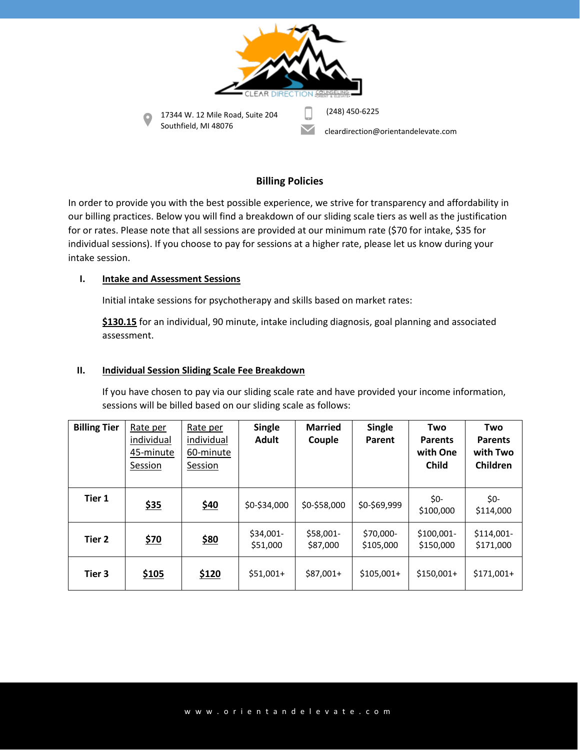17344 W. 12 Mile Road, Suite 204
Southfield, MI 48076

(248) 450-6225

cleardirection@orientandelevate.com

## Billing Policies

In order to provide you with the best possible experience, we strive for transparency and affordability in our billing practices. Below you will find a breakdown of our sliding scale tiers as well as the justification for or rates. Please note that all sessions are provided at our minimum rate ($70 for intake, $35 for individual sessions). If you choose to pay for sessions at a higher rate, please let us know during your intake session.

### I. Intake and Assessment Sessions

Initial intake sessions for psychotherapy and skills based on market rates:

**$130.15** for an individual, 90 minute, intake including diagnosis, goal planning and associated assessment.

### II. Individual Session Sliding Scale Fee Breakdown

If you have chosen to pay via our sliding scale rate and have provided your income information, sessions will be billed based on our sliding scale as follows:

| Billing Tier | Rate per individual 45-minute Session | Rate per individual 60-minute Session | Single Adult | Married Couple | Single Parent | Two Parents with One Child | Two Parents with Two Children |
|---|---|---|---|---|---|---|---|
| Tier 1 | **$35** | **$40** | $0-$34,000 | $0-$58,000 | $0-$69,999 | $0-$100,000 | $0-$114,000 |
| Tier 2 | **$70** | **$80** | $34,001-$51,000 | $58,001-$87,000 | $70,000-$105,000 | $100,001-$150,000 | $114,001-$171,000 |
| Tier 3 | **$105** | **$120** | $51,001+ | $87,001+ | $105,001+ | $150,001+ | $171,001+ |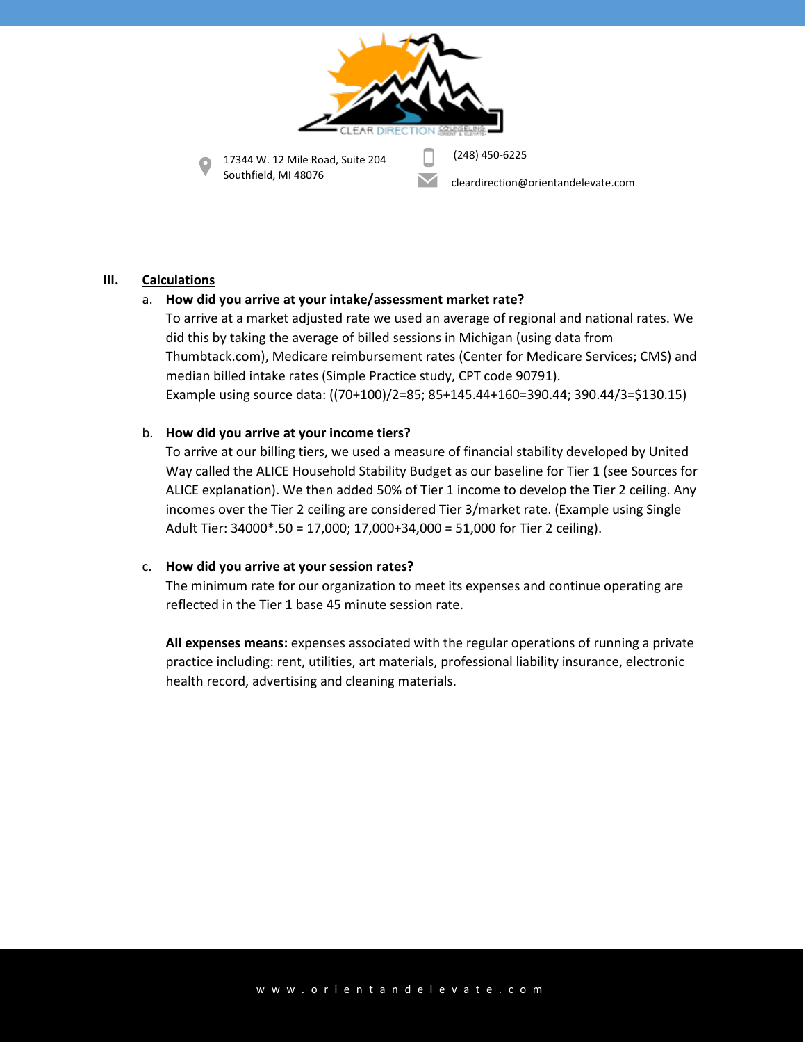17344 W. 12 Mile Road, Suite 204
Southfield, MI 48076

(248) 450-6225

cleardirection@orientandelevate.com

## III. Calculations

a. **How did you arrive at your intake/assessment market rate?**

To arrive at a market adjusted rate we used an average of regional and national rates. We did this by taking the average of billed sessions in Michigan (using data from Thumbtack.com), Medicare reimbursement rates (Center for Medicare Services; CMS) and median billed intake rates (Simple Practice study, CPT code 90791).

Example using source data: ((70+100)/2=85; 85+145.44+160=390.44; 390.44/3=$130.15)

b. **How did you arrive at your income tiers?**

To arrive at our billing tiers, we used a measure of financial stability developed by United Way called the ALICE Household Stability Budget as our baseline for Tier 1 (see Sources for ALICE explanation). We then added 50% of Tier 1 income to develop the Tier 2 ceiling. Any incomes over the Tier 2 ceiling are considered Tier 3/market rate. (Example using Single Adult Tier: 34000*.50 = 17,000; 17,000+34,000 = 51,000 for Tier 2 ceiling).

c. **How did you arrive at your session rates?**

The minimum rate for our organization to meet its expenses and continue operating are reflected in the Tier 1 base 45 minute session rate.

**All expenses means:** expenses associated with the regular operations of running a private practice including: rent, utilities, art materials, professional liability insurance, electronic health record, advertising and cleaning materials.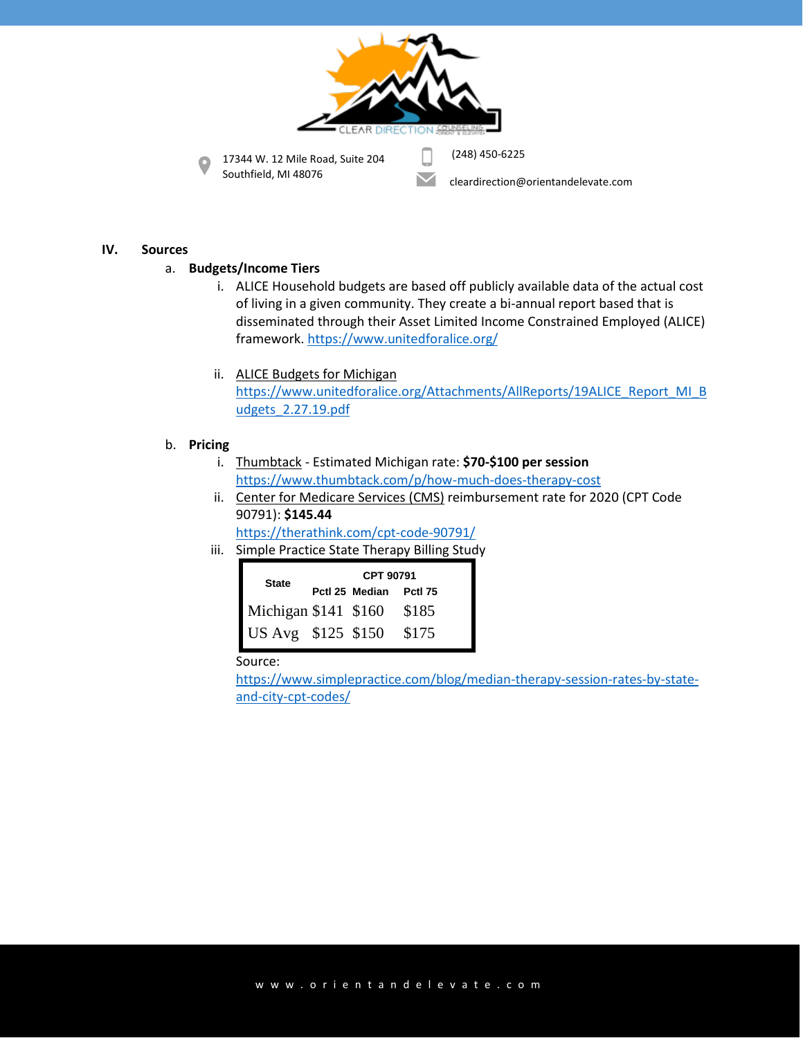17344 W. 12 Mile Road, Suite 204
Southfield, MI 48076

(248) 450-6225

cleardirection@orientandelevate.com

## IV. Sources

### a. Budgets/Income Tiers

i. ALICE Household budgets are based off publicly available data of the actual cost of living in a given community. They create a bi-annual report based that is disseminated through their Asset Limited Income Constrained Employed (ALICE) framework. https://www.unitedforalice.org/

ii. ALICE Budgets for Michigan
https://www.unitedforalice.org/Attachments/AllReports/19ALICE_Report_MI_Budgets_2.27.19.pdf

### b. Pricing

i. Thumbtack - Estimated Michigan rate: **$70-$100 per session**
https://www.thumbtack.com/p/how-much-does-therapy-cost

ii. Center for Medicare Services (CMS) reimbursement rate for 2020 (CPT Code 90791): **$145.44**
https://therathink.com/cpt-code-90791/

iii. Simple Practice State Therapy Billing Study

| State | CPT 90791 | | |
|---|---|---|---|
| | Pctl 25 | Median | Pctl 75 |
| Michigan | $141 | $160 | $185 |
| US Avg | $125 | $150 | $175 |

Source:
https://www.simplepractice.com/blog/median-therapy-session-rates-by-state-and-city-cpt-codes/